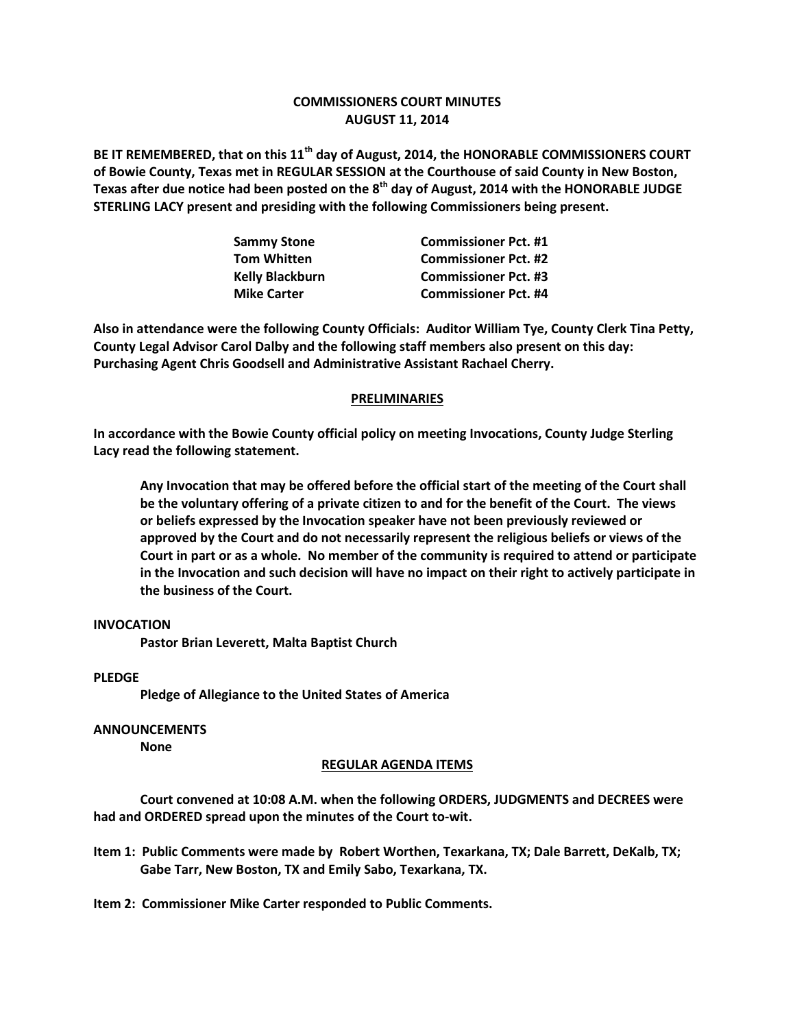# COMMISSIONERS COURT MINUTES
## AUGUST 11, 2014

**BE IT REMEMBERED, that on this 11th day of August, 2014, the HONORABLE COMMISSIONERS COURT of Bowie County, Texas met in REGULAR SESSION at the Courthouse of said County in New Boston, Texas after due notice had been posted on the 8th day of August, 2014 with the HONORABLE JUDGE STERLING LACY present and presiding with the following Commissioners being present.**

| | |
|---|---|
| **Sammy Stone** | **Commissioner Pct. #1** |
| **Tom Whitten** | **Commissioner Pct. #2** |
| **Kelly Blackburn** | **Commissioner Pct. #3** |
| **Mike Carter** | **Commissioner Pct. #4** |

**Also in attendance were the following County Officials: Auditor William Tye, County Clerk Tina Petty, County Legal Advisor Carol Dalby and the following staff members also present on this day: Purchasing Agent Chris Goodsell and Administrative Assistant Rachael Cherry.**

## PRELIMINARIES

**In accordance with the Bowie County official policy on meeting Invocations, County Judge Sterling Lacy read the following statement.**

> **Any Invocation that may be offered before the official start of the meeting of the Court shall be the voluntary offering of a private citizen to and for the benefit of the Court. The views or beliefs expressed by the Invocation speaker have not been previously reviewed or approved by the Court and do not necessarily represent the religious beliefs or views of the Court in part or as a whole. No member of the community is required to attend or participate in the Invocation and such decision will have no impact on their right to actively participate in the business of the Court.**

**INVOCATION**

**Pastor Brian Leverett, Malta Baptist Church**

**PLEDGE**

**Pledge of Allegiance to the United States of America**

**ANNOUNCEMENTS**

**None**

## REGULAR AGENDA ITEMS

**Court convened at 10:08 A.M. when the following ORDERS, JUDGMENTS and DECREES were had and ORDERED spread upon the minutes of the Court to-wit.**

**Item 1: Public Comments were made by Robert Worthen, Texarkana, TX; Dale Barrett, DeKalb, TX; Gabe Tarr, New Boston, TX and Emily Sabo, Texarkana, TX.**

**Item 2: Commissioner Mike Carter responded to Public Comments.**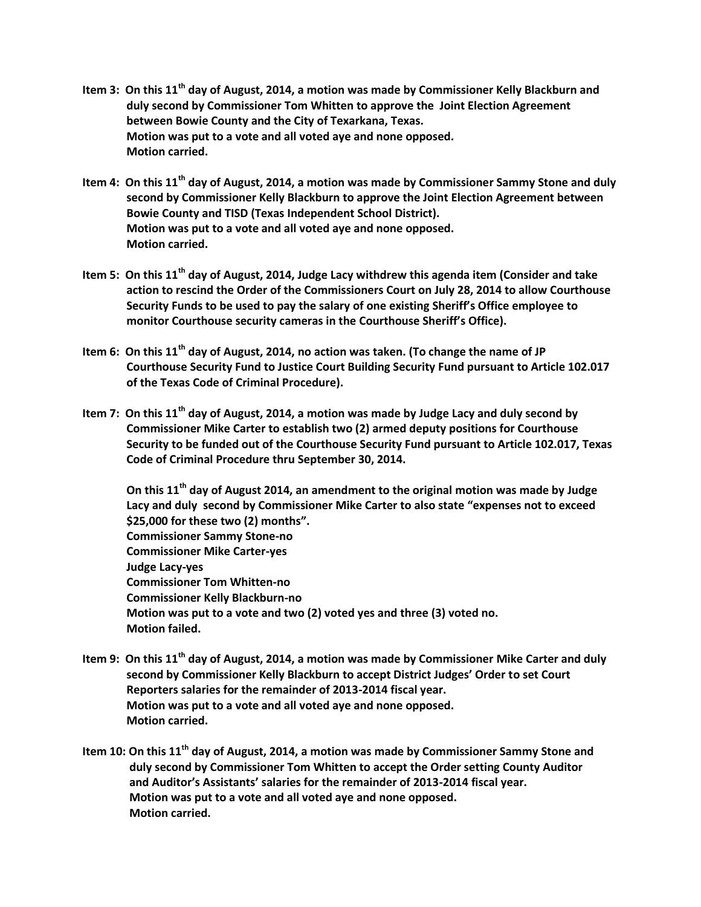**Item 3: On this 11th day of August, 2014, a motion was made by Commissioner Kelly Blackburn and duly second by Commissioner Tom Whitten to approve the Joint Election Agreement between Bowie County and the City of Texarkana, Texas.**
**Motion was put to a vote and all voted aye and none opposed.**
**Motion carried.**

**Item 4: On this 11th day of August, 2014, a motion was made by Commissioner Sammy Stone and duly second by Commissioner Kelly Blackburn to approve the Joint Election Agreement between Bowie County and TISD (Texas Independent School District).**
**Motion was put to a vote and all voted aye and none opposed.**
**Motion carried.**

**Item 5: On this 11th day of August, 2014, Judge Lacy withdrew this agenda item (Consider and take action to rescind the Order of the Commissioners Court on July 28, 2014 to allow Courthouse Security Funds to be used to pay the salary of one existing Sheriff's Office employee to monitor Courthouse security cameras in the Courthouse Sheriff's Office).**

**Item 6: On this 11th day of August, 2014, no action was taken. (To change the name of JP Courthouse Security Fund to Justice Court Building Security Fund pursuant to Article 102.017 of the Texas Code of Criminal Procedure).**

**Item 7: On this 11th day of August, 2014, a motion was made by Judge Lacy and duly second by Commissioner Mike Carter to establish two (2) armed deputy positions for Courthouse Security to be funded out of the Courthouse Security Fund pursuant to Article 102.017, Texas Code of Criminal Procedure thru September 30, 2014.**

**On this 11th day of August 2014, an amendment to the original motion was made by Judge Lacy and duly second by Commissioner Mike Carter to also state "expenses not to exceed $25,000 for these two (2) months".**
**Commissioner Sammy Stone-no**
**Commissioner Mike Carter-yes**
**Judge Lacy-yes**
**Commissioner Tom Whitten-no**
**Commissioner Kelly Blackburn-no**
**Motion was put to a vote and two (2) voted yes and three (3) voted no.**
**Motion failed.**

**Item 9: On this 11th day of August, 2014, a motion was made by Commissioner Mike Carter and duly second by Commissioner Kelly Blackburn to accept District Judges' Order to set Court Reporters salaries for the remainder of 2013-2014 fiscal year.**
**Motion was put to a vote and all voted aye and none opposed.**
**Motion carried.**

**Item 10: On this 11th day of August, 2014, a motion was made by Commissioner Sammy Stone and duly second by Commissioner Tom Whitten to accept the Order setting County Auditor and Auditor's Assistants' salaries for the remainder of 2013-2014 fiscal year.**
**Motion was put to a vote and all voted aye and none opposed.**
**Motion carried.**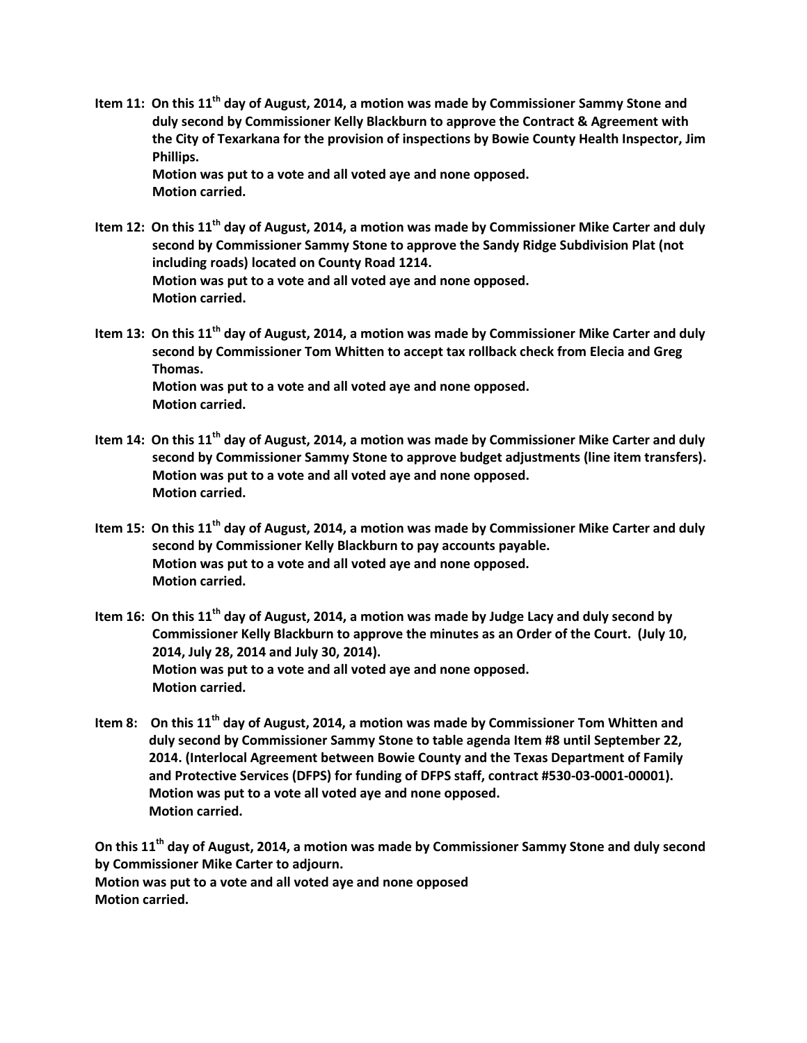**Item 11: On this 11th day of August, 2014, a motion was made by Commissioner Sammy Stone and duly second by Commissioner Kelly Blackburn to approve the Contract & Agreement with the City of Texarkana for the provision of inspections by Bowie County Health Inspector, Jim Phillips.**
**Motion was put to a vote and all voted aye and none opposed.**
**Motion carried.**

**Item 12: On this 11th day of August, 2014, a motion was made by Commissioner Mike Carter and duly second by Commissioner Sammy Stone to approve the Sandy Ridge Subdivision Plat (not including roads) located on County Road 1214.**
**Motion was put to a vote and all voted aye and none opposed.**
**Motion carried.**

**Item 13: On this 11th day of August, 2014, a motion was made by Commissioner Mike Carter and duly second by Commissioner Tom Whitten to accept tax rollback check from Elecia and Greg Thomas.**
**Motion was put to a vote and all voted aye and none opposed.**
**Motion carried.**

**Item 14: On this 11th day of August, 2014, a motion was made by Commissioner Mike Carter and duly second by Commissioner Sammy Stone to approve budget adjustments (line item transfers).**
**Motion was put to a vote and all voted aye and none opposed.**
**Motion carried.**

**Item 15: On this 11th day of August, 2014, a motion was made by Commissioner Mike Carter and duly second by Commissioner Kelly Blackburn to pay accounts payable.**
**Motion was put to a vote and all voted aye and none opposed.**
**Motion carried.**

**Item 16: On this 11th day of August, 2014, a motion was made by Judge Lacy and duly second by Commissioner Kelly Blackburn to approve the minutes as an Order of the Court. (July 10, 2014, July 28, 2014 and July 30, 2014).**
**Motion was put to a vote and all voted aye and none opposed.**
**Motion carried.**

**Item 8: On this 11th day of August, 2014, a motion was made by Commissioner Tom Whitten and duly second by Commissioner Sammy Stone to table agenda Item #8 until September 22, 2014. (Interlocal Agreement between Bowie County and the Texas Department of Family and Protective Services (DFPS) for funding of DFPS staff, contract #530-03-0001-00001).**
**Motion was put to a vote all voted aye and none opposed.**
**Motion carried.**

**On this 11th day of August, 2014, a motion was made by Commissioner Sammy Stone and duly second by Commissioner Mike Carter to adjourn.**
**Motion was put to a vote and all voted aye and none opposed**
**Motion carried.**